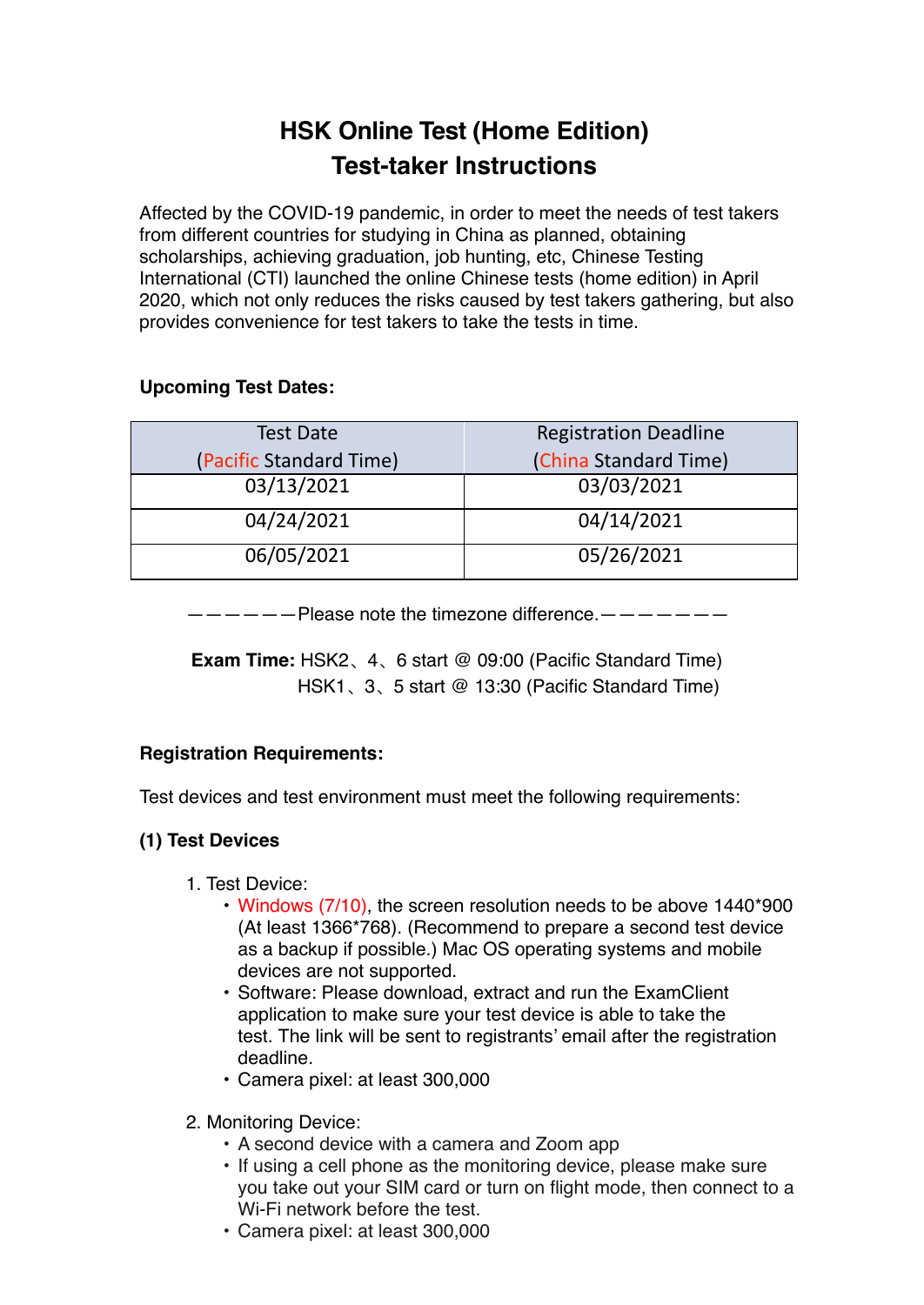# HSK Online Test (Home Edition)
# Test-taker Instructions

Affected by the COVID-19 pandemic, in order to meet the needs of test takers from different countries for studying in China as planned, obtaining scholarships, achieving graduation, job hunting, etc, Chinese Testing International (CTI) launched the online Chinese tests (home edition) in April 2020, which not only reduces the risks caused by test takers gathering, but also provides convenience for test takers to take the tests in time.

**Upcoming Test Dates:**

| Test Date (Pacific Standard Time) | Registration Deadline (China Standard Time) |
| --- | --- |
| 03/13/2021 | 03/03/2021 |
| 04/24/2021 | 04/14/2021 |
| 06/05/2021 | 05/26/2021 |

——————Please note the timezone difference.———————

**Exam Time:** HSK2、4、6 start @ 09:00 (Pacific Standard Time)
HSK1、3、5 start @ 13:30 (Pacific Standard Time)

**Registration Requirements:**

Test devices and test environment must meet the following requirements:

**(1) Test Devices**

1. Test Device:
   - Windows (7/10), the screen resolution needs to be above 1440*900 (At least 1366*768). (Recommend to prepare a second test device as a backup if possible.) Mac OS operating systems and mobile devices are not supported.
   - Software: Please download, extract and run the ExamClient application to make sure your test device is able to take the test. The link will be sent to registrants' email after the registration deadline.
   - Camera pixel: at least 300,000

2. Monitoring Device:
   - A second device with a camera and Zoom app
   - If using a cell phone as the monitoring device, please make sure you take out your SIM card or turn on flight mode, then connect to a Wi-Fi network before the test.
   - Camera pixel: at least 300,000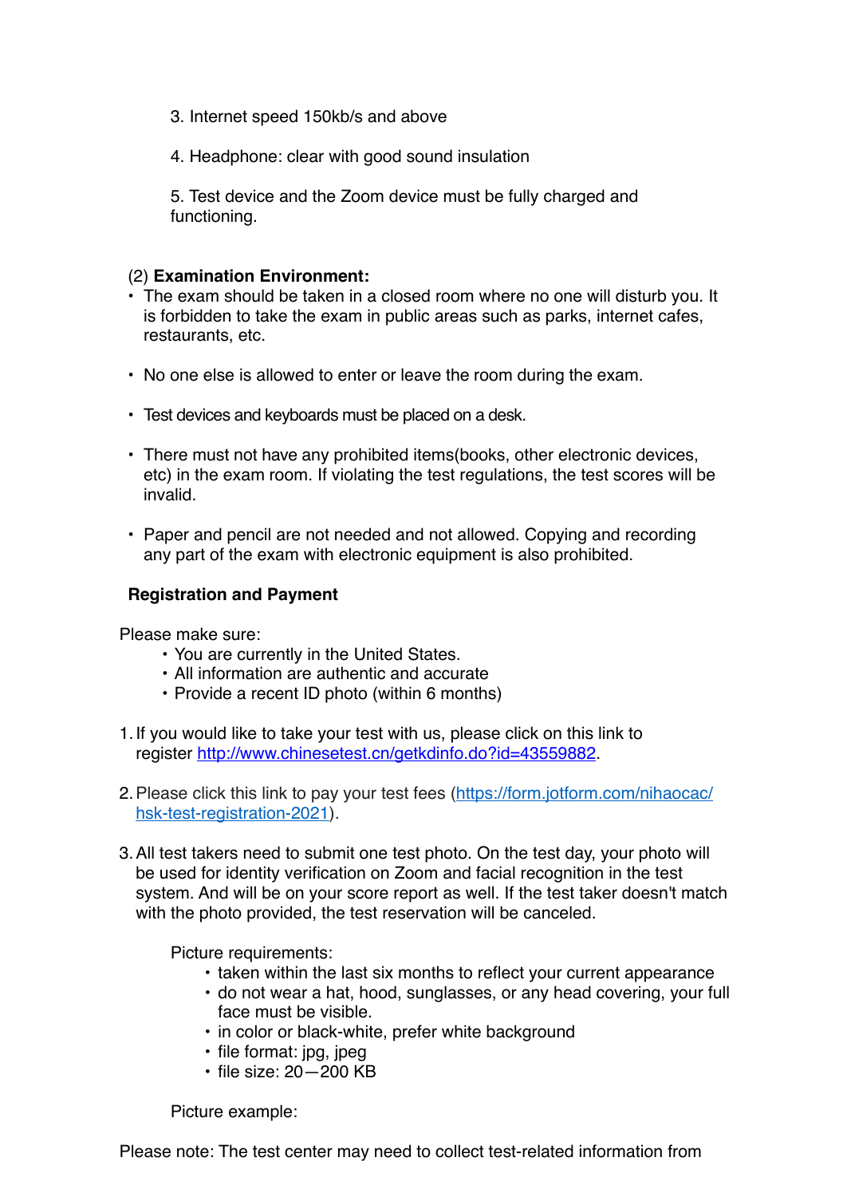3. Internet speed 150kb/s and above

4. Headphone: clear with good sound insulation

5. Test device and the Zoom device must be fully charged and functioning.

(2) **Examination Environment:**

- The exam should be taken in a closed room where no one will disturb you. It is forbidden to take the exam in public areas such as parks, internet cafes, restaurants, etc.

- No one else is allowed to enter or leave the room during the exam.

- Test devices and keyboards must be placed on a desk.

- There must not have any prohibited items(books, other electronic devices, etc) in the exam room. If violating the test regulations, the test scores will be invalid.

- Paper and pencil are not needed and not allowed. Copying and recording any part of the exam with electronic equipment is also prohibited.

**Registration and Payment**

Please make sure:

- You are currently in the United States.
- All information are authentic and accurate
- Provide a recent ID photo (within 6 months)

1. If you would like to take your test with us, please click on this link to register http://www.chinesetest.cn/getkdinfo.do?id=43559882.

2. Please click this link to pay your test fees (https://form.jotform.com/nihaocac/hsk-test-registration-2021).

3. All test takers need to submit one test photo. On the test day, your photo will be used for identity verification on Zoom and facial recognition in the test system. And will be on your score report as well. If the test taker doesn't match with the photo provided, the test reservation will be canceled.

   Picture requirements:
   - taken within the last six months to reflect your current appearance
   - do not wear a hat, hood, sunglasses, or any head covering, your full face must be visible.
   - in color or black-white, prefer white background
   - file format: jpg, jpeg
   - file size: 20—200 KB

   Picture example:

Please note: The test center may need to collect test-related information from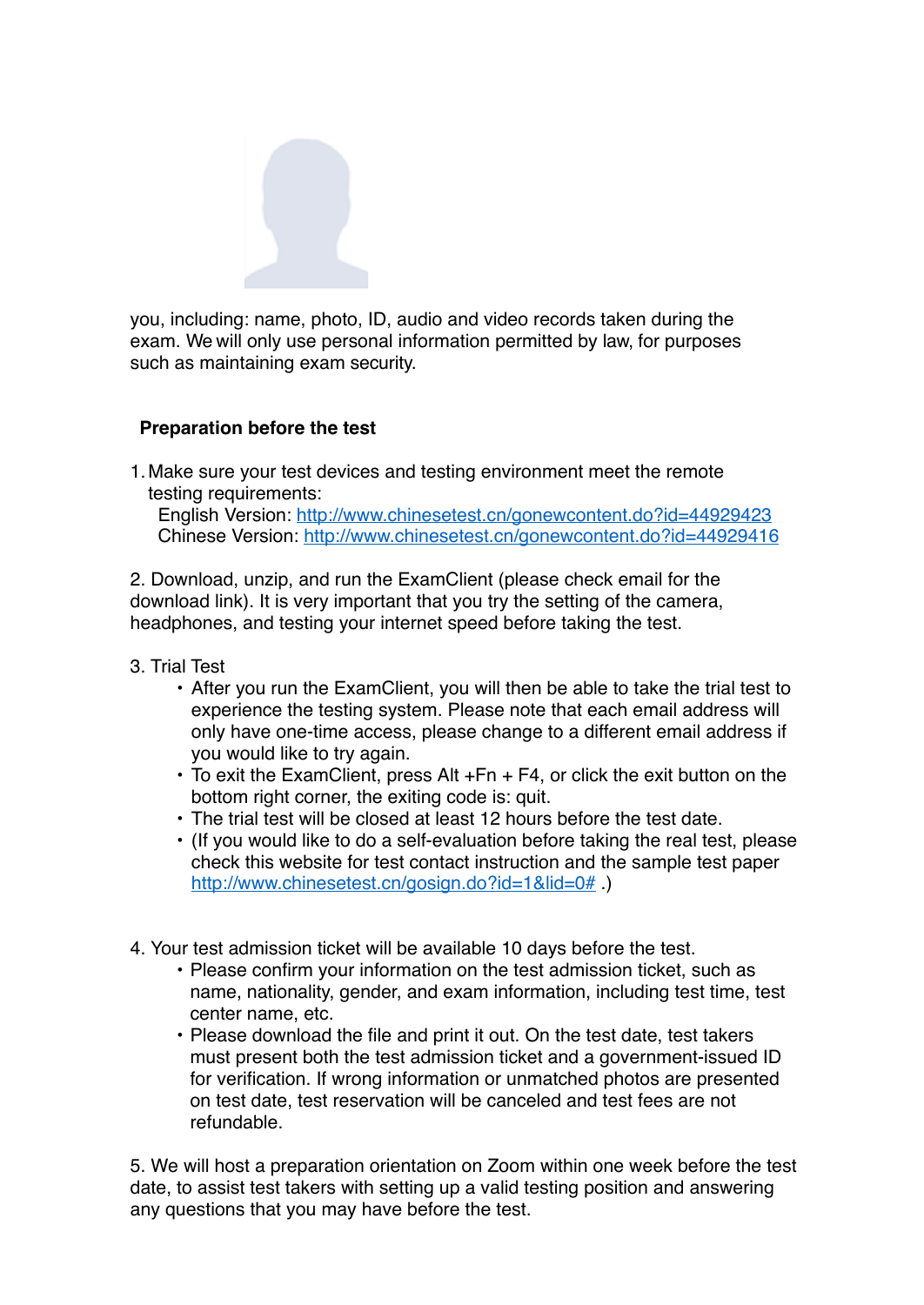you, including: name, photo, ID, audio and video records taken during the exam. We will only use personal information permitted by law, for purposes such as maintaining exam security.

**Preparation before the test**

1. Make sure your test devices and testing environment meet the remote testing requirements:
   English Version: http://www.chinesetest.cn/gonewcontent.do?id=44929423
   Chinese Version: http://www.chinesetest.cn/gonewcontent.do?id=44929416

2. Download, unzip, and run the ExamClient (please check email for the download link). It is very important that you try the setting of the camera, headphones, and testing your internet speed before taking the test.

3. Trial Test
   - After you run the ExamClient, you will then be able to take the trial test to experience the testing system. Please note that each email address will only have one-time access, please change to a different email address if you would like to try again.
   - To exit the ExamClient, press Alt +Fn + F4, or click the exit button on the bottom right corner, the exiting code is: quit.
   - The trial test will be closed at least 12 hours before the test date.
   - (If you would like to do a self-evaluation before taking the real test, please check this website for test contact instruction and the sample test paper http://www.chinesetest.cn/gosign.do?id=1&lid=0# .)

4. Your test admission ticket will be available 10 days before the test.
   - Please confirm your information on the test admission ticket, such as name, nationality, gender, and exam information, including test time, test center name, etc.
   - Please download the file and print it out. On the test date, test takers must present both the test admission ticket and a government-issued ID for verification. If wrong information or unmatched photos are presented on test date, test reservation will be canceled and test fees are not refundable.

5. We will host a preparation orientation on Zoom within one week before the test date, to assist test takers with setting up a valid testing position and answering any questions that you may have before the test.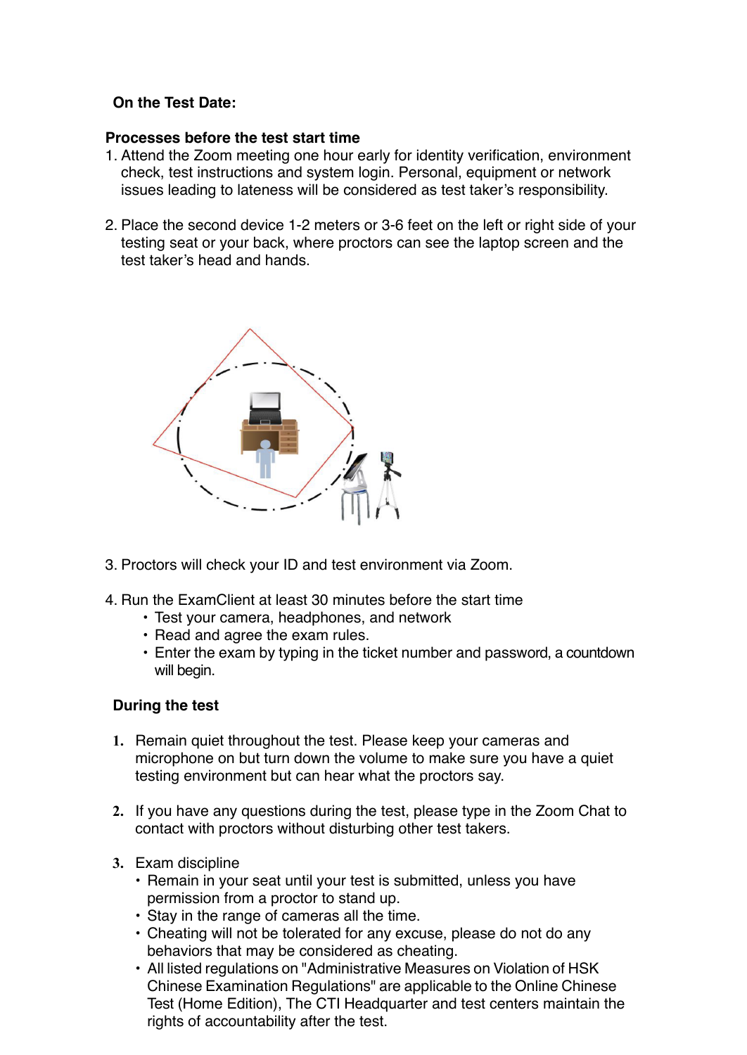**On the Test Date:**

**Processes before the test start time**

1. Attend the Zoom meeting one hour early for identity verification, environment check, test instructions and system login. Personal, equipment or network issues leading to lateness will be considered as test taker's responsibility.

2. Place the second device 1-2 meters or 3-6 feet on the left or right side of your testing seat or your back, where proctors can see the laptop screen and the test taker's head and hands.

3. Proctors will check your ID and test environment via Zoom.

4. Run the ExamClient at least 30 minutes before the start time
   - Test your camera, headphones, and network
   - Read and agree the exam rules.
   - Enter the exam by typing in the ticket number and password, a countdown will begin.

**During the test**

1. Remain quiet throughout the test. Please keep your cameras and microphone on but turn down the volume to make sure you have a quiet testing environment but can hear what the proctors say.

2. If you have any questions during the test, please type in the Zoom Chat to contact with proctors without disturbing other test takers.

3. Exam discipline
   - Remain in your seat until your test is submitted, unless you have permission from a proctor to stand up.
   - Stay in the range of cameras all the time.
   - Cheating will not be tolerated for any excuse, please do not do any behaviors that may be considered as cheating.
   - All listed regulations on "Administrative Measures on Violation of HSK Chinese Examination Regulations" are applicable to the Online Chinese Test (Home Edition), The CTI Headquarter and test centers maintain the rights of accountability after the test.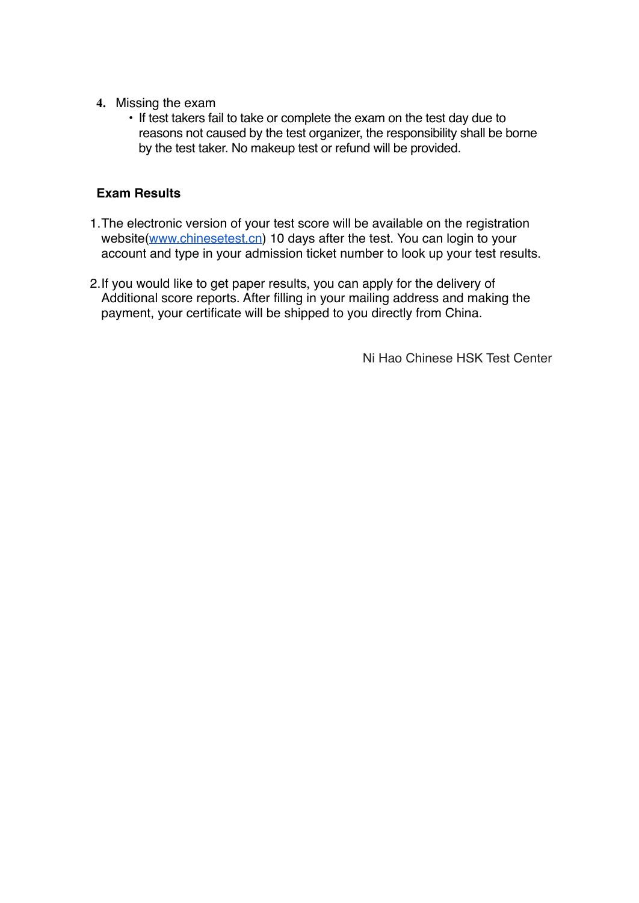4. Missing the exam
    - If test takers fail to take or complete the exam on the test day due to reasons not caused by the test organizer, the responsibility shall be borne by the test taker. No makeup test or refund will be provided.

**Exam Results**

1. The electronic version of your test score will be available on the registration website(www.chinesetest.cn) 10 days after the test. You can login to your account and type in your admission ticket number to look up your test results.

2. If you would like to get paper results, you can apply for the delivery of Additional score reports. After filling in your mailing address and making the payment, your certificate will be shipped to you directly from China.

Ni Hao Chinese HSK Test Center